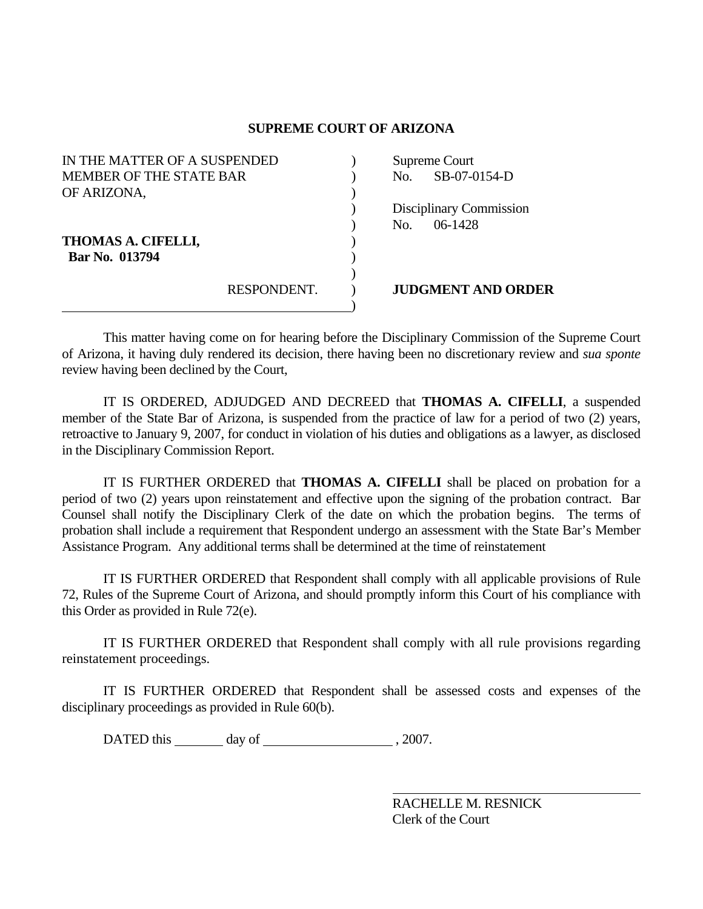## SUPREME COURT OF ARIZONA

| | |
|---|---|
| IN THE MATTER OF A SUSPENDED MEMBER OF THE STATE BAR OF ARIZONA, | Supreme Court No. SB-07-0154-D |
| | Disciplinary Commission No. 06-1428 |
| **THOMAS A. CIFELLI,** **Bar No. 013794** | |
| RESPONDENT. | **JUDGMENT AND ORDER** |

This matter having come on for hearing before the Disciplinary Commission of the Supreme Court of Arizona, it having duly rendered its decision, there having been no discretionary review and *sua sponte* review having been declined by the Court,

IT IS ORDERED, ADJUDGED AND DECREED that **THOMAS A. CIFELLI**, a suspended member of the State Bar of Arizona, is suspended from the practice of law for a period of two (2) years, retroactive to January 9, 2007, for conduct in violation of his duties and obligations as a lawyer, as disclosed in the Disciplinary Commission Report.

IT IS FURTHER ORDERED that **THOMAS A. CIFELLI** shall be placed on probation for a period of two (2) years upon reinstatement and effective upon the signing of the probation contract. Bar Counsel shall notify the Disciplinary Clerk of the date on which the probation begins. The terms of probation shall include a requirement that Respondent undergo an assessment with the State Bar's Member Assistance Program. Any additional terms shall be determined at the time of reinstatement

IT IS FURTHER ORDERED that Respondent shall comply with all applicable provisions of Rule 72, Rules of the Supreme Court of Arizona, and should promptly inform this Court of his compliance with this Order as provided in Rule 72(e).

IT IS FURTHER ORDERED that Respondent shall comply with all rule provisions regarding reinstatement proceedings.

IT IS FURTHER ORDERED that Respondent shall be assessed costs and expenses of the disciplinary proceedings as provided in Rule 60(b).

DATED this ________ day of ____________________ , 2007.

RACHELLE M. RESNICK
Clerk of the Court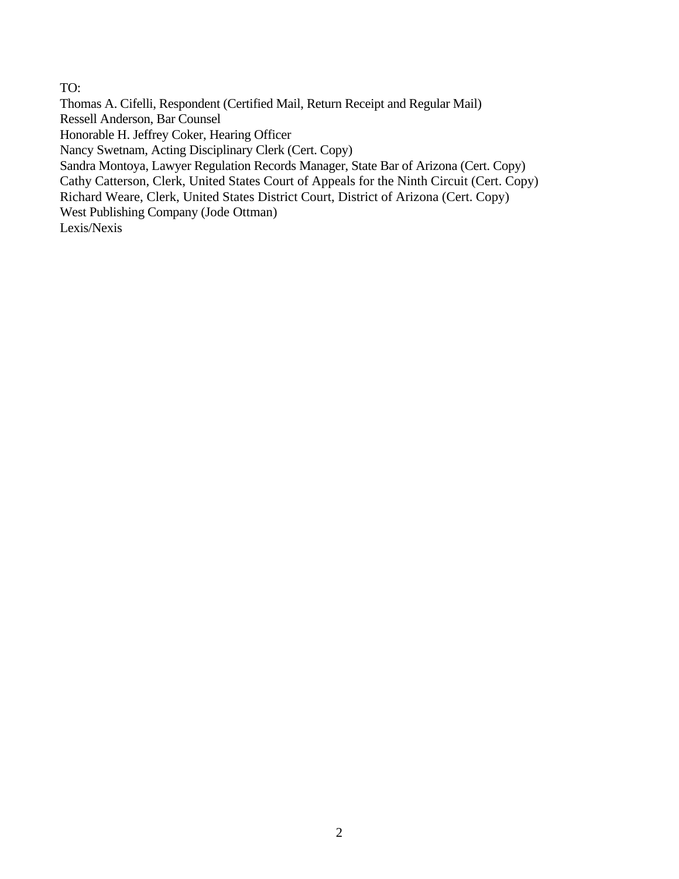TO:
Thomas A. Cifelli, Respondent (Certified Mail, Return Receipt and Regular Mail)
Ressell Anderson, Bar Counsel
Honorable H. Jeffrey Coker, Hearing Officer
Nancy Swetnam, Acting Disciplinary Clerk (Cert. Copy)
Sandra Montoya, Lawyer Regulation Records Manager, State Bar of Arizona (Cert. Copy)
Cathy Catterson, Clerk, United States Court of Appeals for the Ninth Circuit (Cert. Copy)
Richard Weare, Clerk, United States District Court, District of Arizona (Cert. Copy)
West Publishing Company (Jode Ottman)
Lexis/Nexis